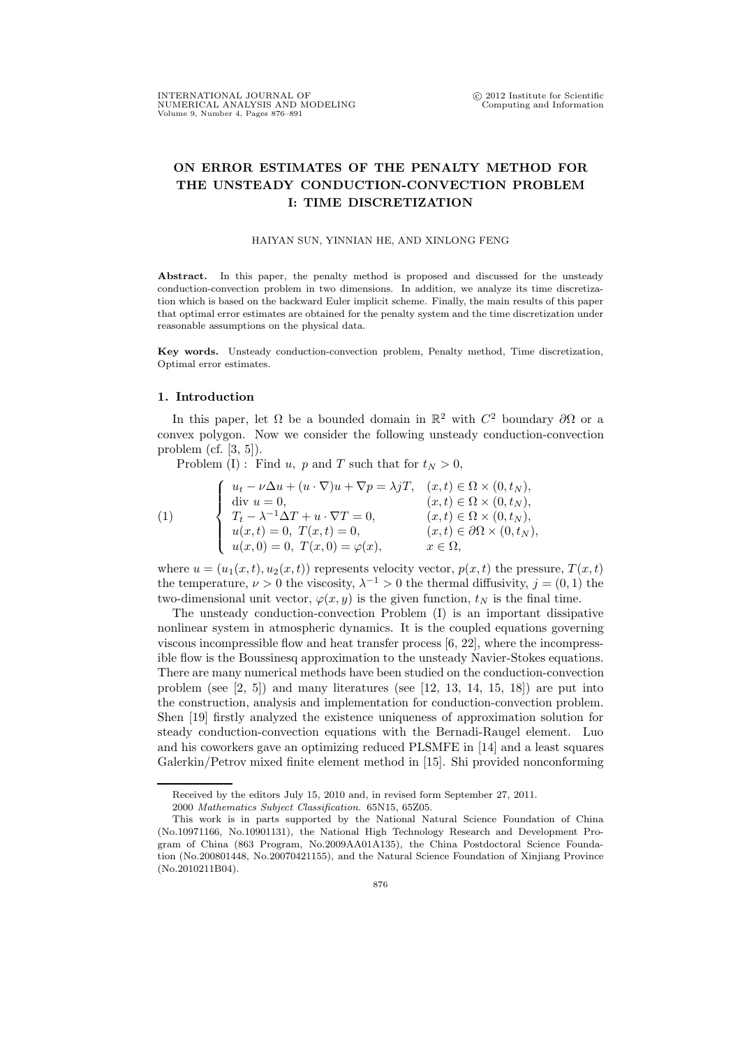# ON ERROR ESTIMATES OF THE PENALTY METHOD FOR THE UNSTEADY CONDUCTION-CONVECTION PROBLEM I: TIME DISCRETIZATION

HAIYAN SUN, YINNIAN HE, AND XINLONG FENG

**Abstract.** In this paper, the penalty method is proposed and discussed for the unsteady conduction-convection problem in two dimensions. In addition, we analyze its time discretization which is based on the backward Euler implicit scheme. Finally, the main results of this paper that optimal error estimates are obtained for the penalty system and the time discretization under reasonable assumptions on the physical data.

**Key words.** Unsteady conduction-convection problem, Penalty method, Time discretization, Optimal error estimates.

## 1. Introduction

In this paper, let $\Omega$ be a bounded domain in $\mathbb{R}^2$ with $C^2$ boundary $\partial\Omega$ or a convex polygon. Now we consider the following unsteady conduction-convection problem (cf. [3, 5]).

Problem (I) : Find $u$, $p$ and $T$ such that for $t_N > 0$,

$$
(1) \qquad \begin{cases}
u_t - \nu\Delta u + (u \cdot \nabla)u + \nabla p = \lambda j T, & (x,t) \in \Omega \times (0, t_N), \\
\text{div } u = 0, & (x,t) \in \Omega \times (0, t_N), \\
T_t - \lambda^{-1}\Delta T + u \cdot \nabla T = 0, & (x,t) \in \Omega \times (0, t_N), \\
u(x,t) = 0, \ T(x,t) = 0, & (x,t) \in \partial\Omega \times (0, t_N), \\
u(x,0) = 0, \ T(x,0) = \varphi(x), & x \in \Omega,
\end{cases}
$$

where $u = (u_1(x,t), u_2(x,t))$ represents velocity vector, $p(x,t)$ the pressure, $T(x,t)$ the temperature, $\nu > 0$ the viscosity, $\lambda^{-1} > 0$ the thermal diffusivity, $j = (0,1)$ the two-dimensional unit vector, $\varphi(x,y)$ is the given function, $t_N$ is the final time.

The unsteady conduction-convection Problem (I) is an important dissipative nonlinear system in atmospheric dynamics. It is the coupled equations governing viscous incompressible flow and heat transfer process [6, 22], where the incompressible flow is the Boussinesq approximation to the unsteady Navier-Stokes equations. There are many numerical methods have been studied on the conduction-convection problem (see [2, 5]) and many literatures (see [12, 13, 14, 15, 18]) are put into the construction, analysis and implementation for conduction-convection problem. Shen [19] firstly analyzed the existence uniqueness of approximation solution for steady conduction-convection equations with the Bernadi-Raugel element. Luo and his coworkers gave an optimizing reduced PLSMFE in [14] and a least squares Galerkin/Petrov mixed finite element method in [15]. Shi provided nonconforming

---

Received by the editors July 15, 2010 and, in revised form September 27, 2011.

2000 *Mathematics Subject Classification.* 65N15, 65Z05.

This work is in parts supported by the National Natural Science Foundation of China (No.10971166, No.10901131), the National High Technology Research and Development Program of China (863 Program, No.2009AA01A135), the China Postdoctoral Science Foundation (No.200801448, No.20070421155), and the Natural Science Foundation of Xinjiang Province (No.2010211B04).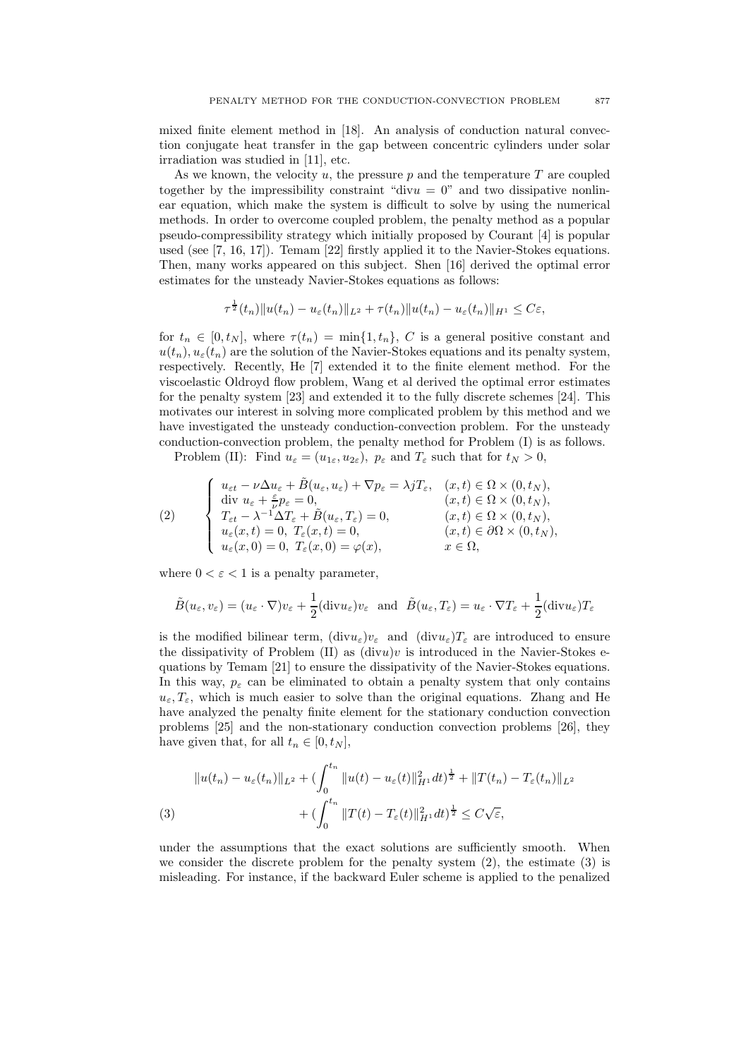mixed finite element method in [18]. An analysis of conduction natural convection conjugate heat transfer in the gap between concentric cylinders under solar irradiation was studied in [11], etc.

As we known, the velocity $u$, the pressure $p$ and the temperature $T$ are coupled together by the impressibility constraint "$\text{div}u = 0$" and two dissipative nonlinear equation, which make the system is difficult to solve by using the numerical methods. In order to overcome coupled problem, the penalty method as a popular pseudo-compressibility strategy which initially proposed by Courant [4] is popular used (see [7, 16, 17]). Temam [22] firstly applied it to the Navier-Stokes equations. Then, many works appeared on this subject. Shen [16] derived the optimal error estimates for the unsteady Navier-Stokes equations as follows:

$$\tau^{\frac{1}{2}}(t_n)\|u(t_n) - u_\varepsilon(t_n)\|_{L^2} + \tau(t_n)\|u(t_n) - u_\varepsilon(t_n)\|_{H^1} \leq C\varepsilon,$$

for $t_n \in [0, t_N]$, where $\tau(t_n) = \min\{1, t_n\}$, $C$ is a general positive constant and $u(t_n), u_\varepsilon(t_n)$ are the solution of the Navier-Stokes equations and its penalty system, respectively. Recently, He [7] extended it to the finite element method. For the viscoelastic Oldroyd flow problem, Wang et al derived the optimal error estimates for the penalty system [23] and extended it to the fully discrete schemes [24]. This motivates our interest in solving more complicated problem by this method and we have investigated the unsteady conduction-convection problem. For the unsteady conduction-convection problem, the penalty method for Problem (I) is as follows.

Problem (II): Find $u_\varepsilon = (u_{1\varepsilon}, u_{2\varepsilon})$, $p_\varepsilon$ and $T_\varepsilon$ such that for $t_N > 0$,

$$(2) \qquad \begin{cases} u_{\varepsilon t} - \nu\Delta u_\varepsilon + \tilde{B}(u_\varepsilon, u_\varepsilon) + \nabla p_\varepsilon = \lambda j T_\varepsilon, & (x,t) \in \Omega \times (0, t_N), \\ \text{div } u_\varepsilon + \frac{\varepsilon}{\nu} p_\varepsilon = 0, & (x,t) \in \Omega \times (0, t_N), \\ T_{\varepsilon t} - \lambda^{-1}\Delta T_\varepsilon + \tilde{B}(u_\varepsilon, T_\varepsilon) = 0, & (x,t) \in \Omega \times (0, t_N), \\ u_\varepsilon(x,t) = 0, \ T_\varepsilon(x,t) = 0, & (x,t) \in \partial\Omega \times (0, t_N), \\ u_\varepsilon(x,0) = 0, \ T_\varepsilon(x,0) = \varphi(x), & x \in \Omega, \end{cases}$$

where $0 < \varepsilon < 1$ is a penalty parameter,

$$\tilde{B}(u_\varepsilon, v_\varepsilon) = (u_\varepsilon \cdot \nabla)v_\varepsilon + \frac{1}{2}(\text{div}u_\varepsilon)v_\varepsilon \quad \text{and} \quad \tilde{B}(u_\varepsilon, T_\varepsilon) = u_\varepsilon \cdot \nabla T_\varepsilon + \frac{1}{2}(\text{div}u_\varepsilon)T_\varepsilon$$

is the modified bilinear term, $(\text{div}u_\varepsilon)v_\varepsilon$ and $(\text{div}u_\varepsilon)T_\varepsilon$ are introduced to ensure the dissipativity of Problem (II) as $(\text{div}u)v$ is introduced in the Navier-Stokes equations by Temam [21] to ensure the dissipativity of the Navier-Stokes equations. In this way, $p_\varepsilon$ can be eliminated to obtain a penalty system that only contains $u_\varepsilon, T_\varepsilon$, which is much easier to solve than the original equations. Zhang and He have analyzed the penalty finite element for the stationary conduction convection problems [25] and the non-stationary conduction convection problems [26], they have given that, for all $t_n \in [0, t_N]$,

$$(3) \qquad \begin{aligned} &\|u(t_n) - u_\varepsilon(t_n)\|_{L^2} + \left(\int_0^{t_n} \|u(t) - u_\varepsilon(t)\|_{H^1}^2 dt\right)^{\frac{1}{2}} + \|T(t_n) - T_\varepsilon(t_n)\|_{L^2} \\ &\qquad + \left(\int_0^{t_n} \|T(t) - T_\varepsilon(t)\|_{H^1}^2 dt\right)^{\frac{1}{2}} \leq C\sqrt{\varepsilon}, \end{aligned}$$

under the assumptions that the exact solutions are sufficiently smooth. When we consider the discrete problem for the penalty system (2), the estimate (3) is misleading. For instance, if the backward Euler scheme is applied to the penalized